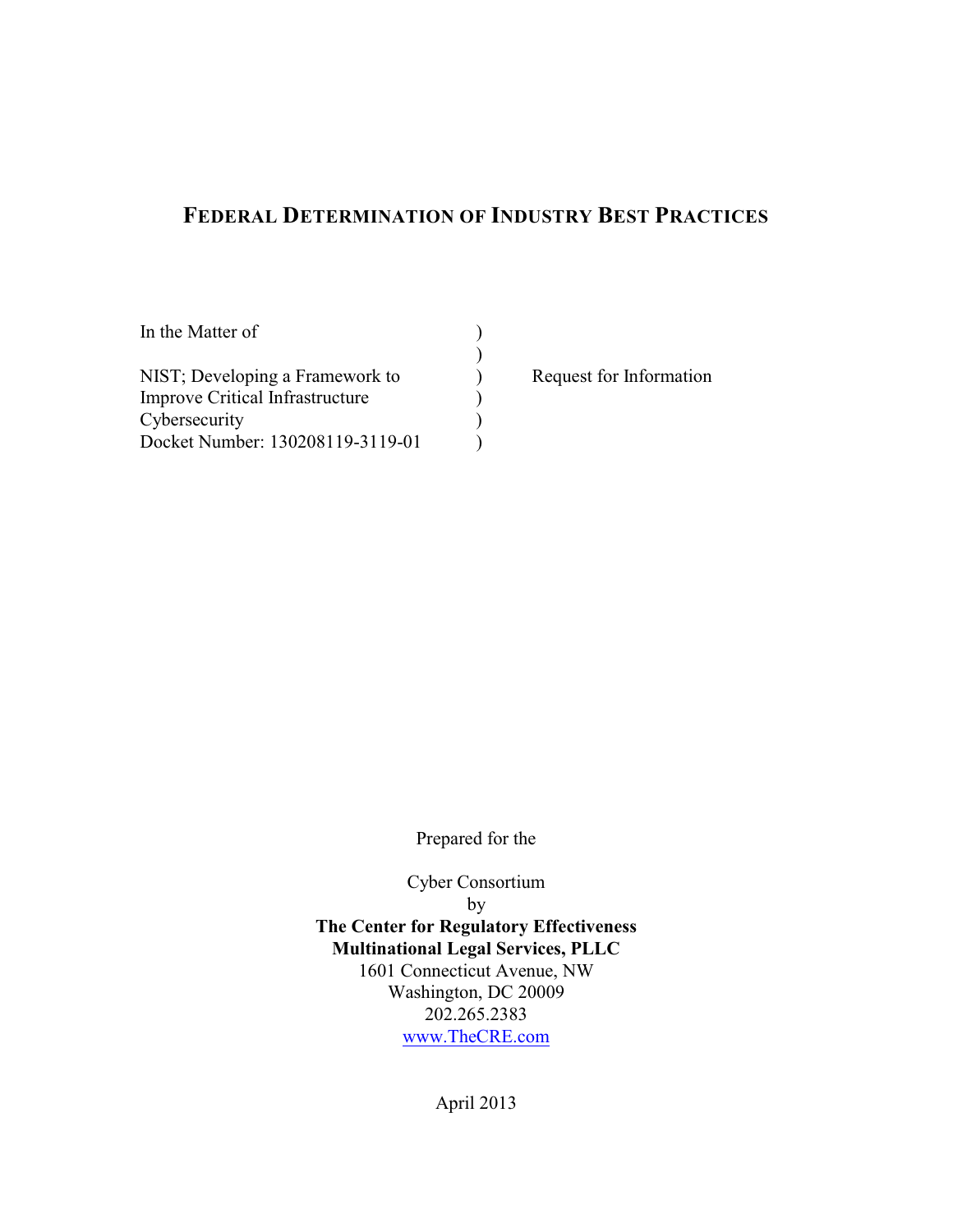# FEDERAL DETERMINATION OF INDUSTRY BEST PRACTICES

| | | |
|---|---|---|
| In the Matter of | ) | |
| | ) | |
| NIST; Developing a Framework to | ) | Request for Information |
| Improve Critical Infrastructure | ) | |
| Cybersecurity | ) | |
| Docket Number: 130208119-3119-01 | ) | |

Prepared for the

Cyber Consortium
by
**The Center for Regulatory Effectiveness**
**Multinational Legal Services, PLLC**
1601 Connecticut Avenue, NW
Washington, DC 20009
202.265.2383
www.TheCRE.com

April 2013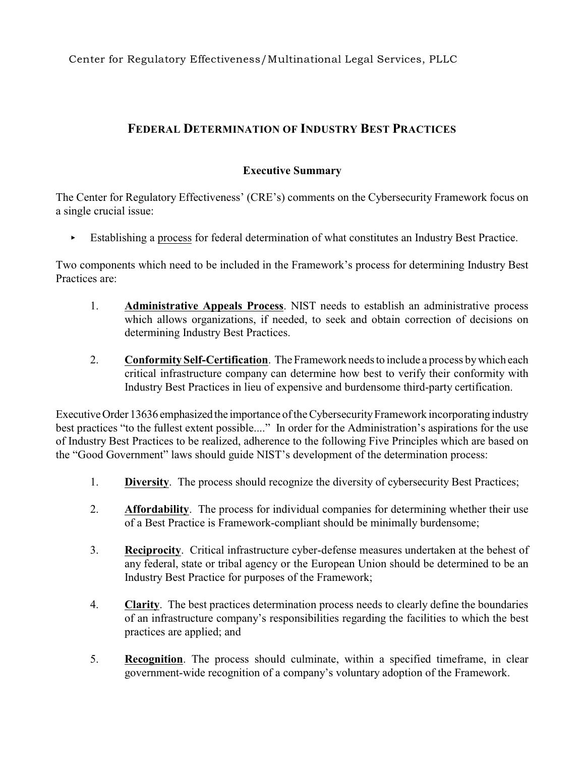Center for Regulatory Effectiveness/Multinational Legal Services, PLLC

## FEDERAL DETERMINATION OF INDUSTRY BEST PRACTICES

### Executive Summary

The Center for Regulatory Effectiveness' (CRE's) comments on the Cybersecurity Framework focus on a single crucial issue:

- Establishing a process for federal determination of what constitutes an Industry Best Practice.

Two components which need to be included in the Framework's process for determining Industry Best Practices are:

1. **Administrative Appeals Process**. NIST needs to establish an administrative process which allows organizations, if needed, to seek and obtain correction of decisions on determining Industry Best Practices.

2. **Conformity Self-Certification**. The Framework needs to include a process by which each critical infrastructure company can determine how best to verify their conformity with Industry Best Practices in lieu of expensive and burdensome third-party certification.

Executive Order 13636 emphasized the importance of the Cybersecurity Framework incorporating industry best practices "to the fullest extent possible...." In order for the Administration's aspirations for the use of Industry Best Practices to be realized, adherence to the following Five Principles which are based on the "Good Government" laws should guide NIST's development of the determination process:

1. **Diversity**. The process should recognize the diversity of cybersecurity Best Practices;

2. **Affordability**. The process for individual companies for determining whether their use of a Best Practice is Framework-compliant should be minimally burdensome;

3. **Reciprocity**. Critical infrastructure cyber-defense measures undertaken at the behest of any federal, state or tribal agency or the European Union should be determined to be an Industry Best Practice for purposes of the Framework;

4. **Clarity**. The best practices determination process needs to clearly define the boundaries of an infrastructure company's responsibilities regarding the facilities to which the best practices are applied; and

5. **Recognition**. The process should culminate, within a specified timeframe, in clear government-wide recognition of a company's voluntary adoption of the Framework.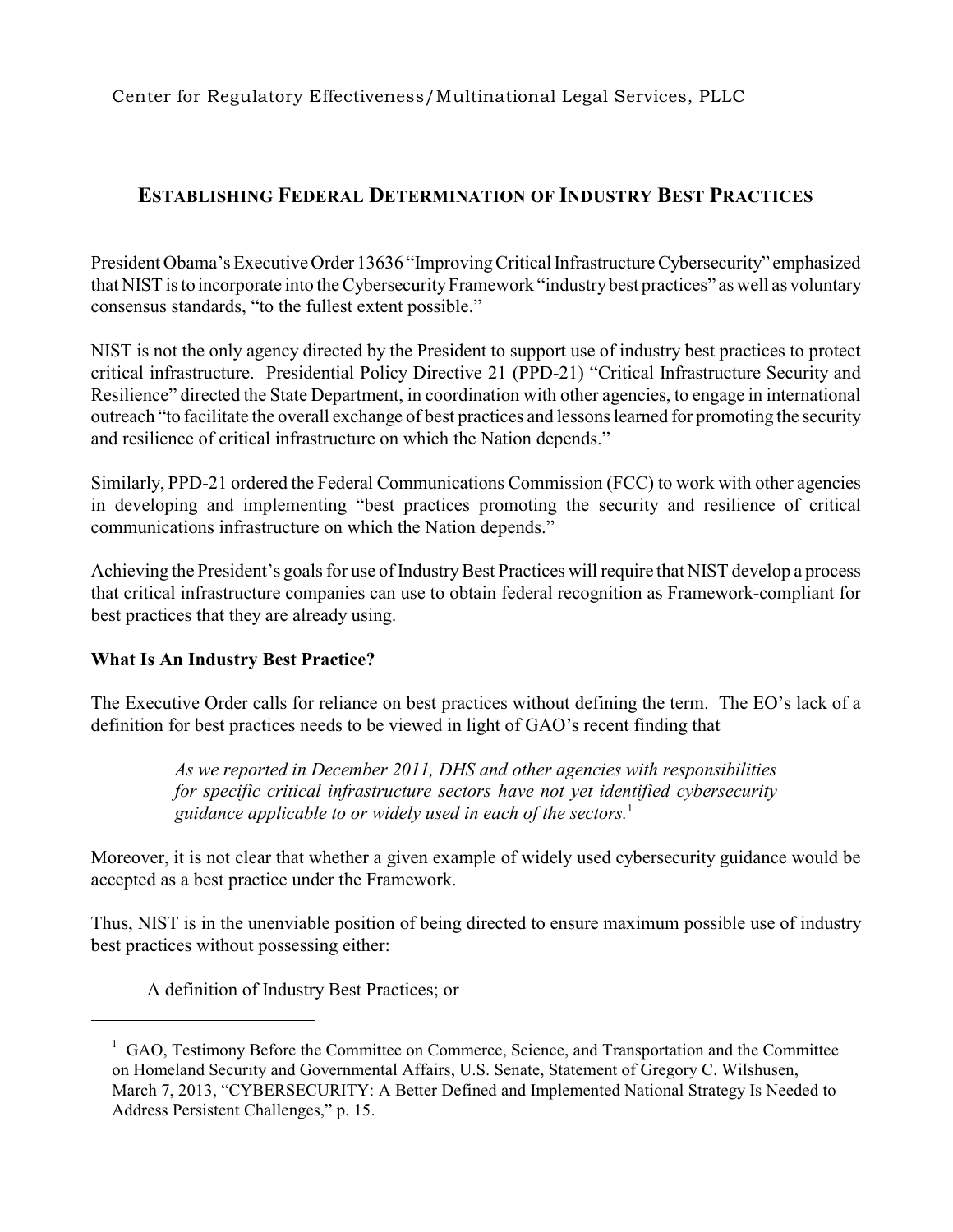## ESTABLISHING FEDERAL DETERMINATION OF INDUSTRY BEST PRACTICES

President Obama's Executive Order 13636 "Improving Critical Infrastructure Cybersecurity" emphasized that NIST is to incorporate into the Cybersecurity Framework "industry best practices" as well as voluntary consensus standards, "to the fullest extent possible."

NIST is not the only agency directed by the President to support use of industry best practices to protect critical infrastructure. Presidential Policy Directive 21 (PPD-21) "Critical Infrastructure Security and Resilience" directed the State Department, in coordination with other agencies, to engage in international outreach "to facilitate the overall exchange of best practices and lessons learned for promoting the security and resilience of critical infrastructure on which the Nation depends."

Similarly, PPD-21 ordered the Federal Communications Commission (FCC) to work with other agencies in developing and implementing "best practices promoting the security and resilience of critical communications infrastructure on which the Nation depends."

Achieving the President's goals for use of Industry Best Practices will require that NIST develop a process that critical infrastructure companies can use to obtain federal recognition as Framework-compliant for best practices that they are already using.

**What Is An Industry Best Practice?**

The Executive Order calls for reliance on best practices without defining the term. The EO's lack of a definition for best practices needs to be viewed in light of GAO's recent finding that

> *As we reported in December 2011, DHS and other agencies with responsibilities for specific critical infrastructure sectors have not yet identified cybersecurity guidance applicable to or widely used in each of the sectors.*[1]

Moreover, it is not clear that whether a given example of widely used cybersecurity guidance would be accepted as a best practice under the Framework.

Thus, NIST is in the unenviable position of being directed to ensure maximum possible use of industry best practices without possessing either:

A definition of Industry Best Practices; or

---

[1] GAO, Testimony Before the Committee on Commerce, Science, and Transportation and the Committee on Homeland Security and Governmental Affairs, U.S. Senate, Statement of Gregory C. Wilshusen, March 7, 2013, "CYBERSECURITY: A Better Defined and Implemented National Strategy Is Needed to Address Persistent Challenges," p. 15.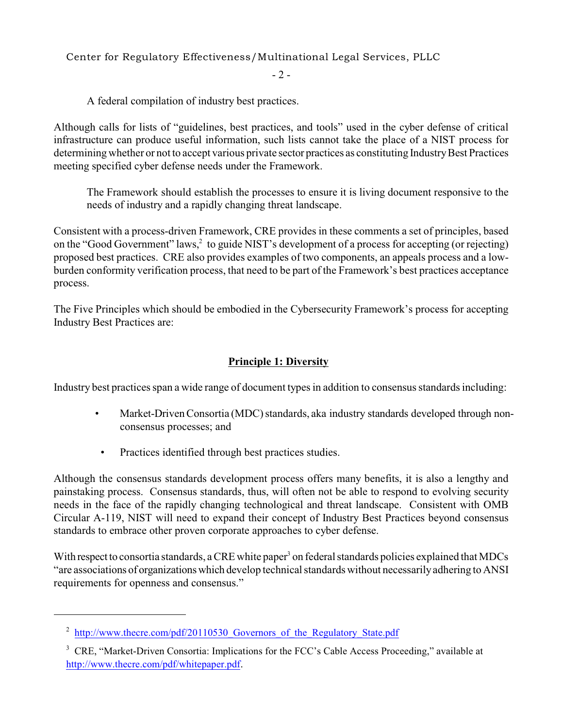A federal compilation of industry best practices.

Although calls for lists of "guidelines, best practices, and tools" used in the cyber defense of critical infrastructure can produce useful information, such lists cannot take the place of a NIST process for determining whether or not to accept various private sector practices as constituting Industry Best Practices meeting specified cyber defense needs under the Framework.

The Framework should establish the processes to ensure it is living document responsive to the needs of industry and a rapidly changing threat landscape.

Consistent with a process-driven Framework, CRE provides in these comments a set of principles, based on the "Good Government" laws,[2] to guide NIST's development of a process for accepting (or rejecting) proposed best practices. CRE also provides examples of two components, an appeals process and a low-burden conformity verification process, that need to be part of the Framework's best practices acceptance process.

The Five Principles which should be embodied in the Cybersecurity Framework's process for accepting Industry Best Practices are:

## **Principle 1: Diversity**

Industry best practices span a wide range of document types in addition to consensus standards including:

- Market-Driven Consortia (MDC) standards, aka industry standards developed through non-consensus processes; and
- Practices identified through best practices studies.

Although the consensus standards development process offers many benefits, it is also a lengthy and painstaking process. Consensus standards, thus, will often not be able to respond to evolving security needs in the face of the rapidly changing technological and threat landscape. Consistent with OMB Circular A-119, NIST will need to expand their concept of Industry Best Practices beyond consensus standards to embrace other proven corporate approaches to cyber defense.

With respect to consortia standards, a CRE white paper[3] on federal standards policies explained that MDCs "are associations of organizations which develop technical standards without necessarily adhering to ANSI requirements for openness and consensus."

---

[2] http://www.thecre.com/pdf/20110530_Governors_of_the_Regulatory_State.pdf

[3] CRE, "Market-Driven Consortia: Implications for the FCC's Cable Access Proceeding," available at http://www.thecre.com/pdf/whitepaper.pdf.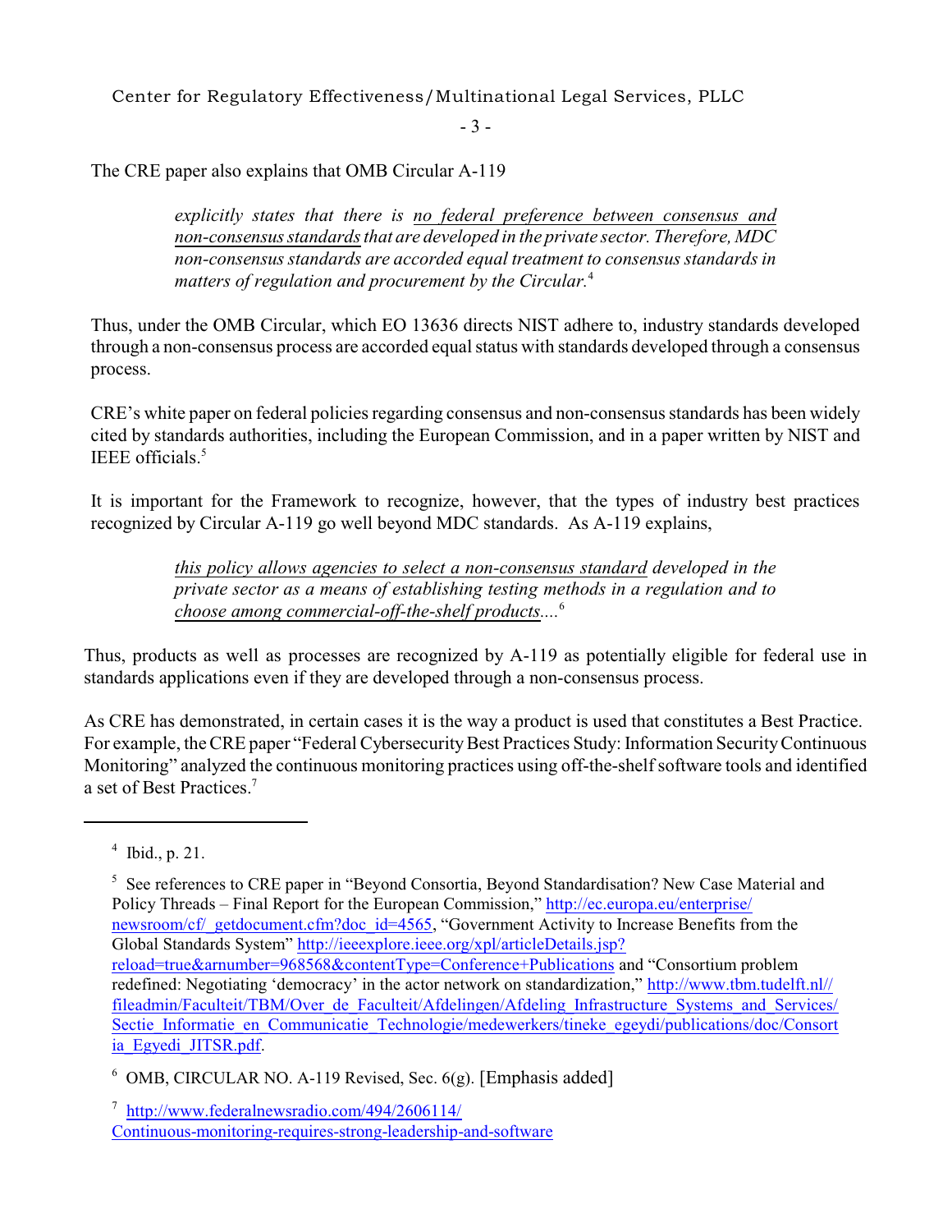The CRE paper also explains that OMB Circular A-119

> *explicitly states that there is no federal preference between consensus and non-consensus standards that are developed in the private sector. Therefore, MDC non-consensus standards are accorded equal treatment to consensus standards in matters of regulation and procurement by the Circular.*[4]

Thus, under the OMB Circular, which EO 13636 directs NIST adhere to, industry standards developed through a non-consensus process are accorded equal status with standards developed through a consensus process.

CRE's white paper on federal policies regarding consensus and non-consensus standards has been widely cited by standards authorities, including the European Commission, and in a paper written by NIST and IEEE officials.[5]

It is important for the Framework to recognize, however, that the types of industry best practices recognized by Circular A-119 go well beyond MDC standards. As A-119 explains,

> *this policy allows agencies to select a non-consensus standard developed in the private sector as a means of establishing testing methods in a regulation and to choose among commercial-off-the-shelf products....*[6]

Thus, products as well as processes are recognized by A-119 as potentially eligible for federal use in standards applications even if they are developed through a non-consensus process.

As CRE has demonstrated, in certain cases it is the way a product is used that constitutes a Best Practice. For example, the CRE paper "Federal Cybersecurity Best Practices Study: Information Security Continuous Monitoring" analyzed the continuous monitoring practices using off-the-shelf software tools and identified a set of Best Practices.[7]

---

[4] Ibid., p. 21.

[5] See references to CRE paper in "Beyond Consortia, Beyond Standardisation? New Case Material and Policy Threads – Final Report for the European Commission," http://ec.europa.eu/enterprise/newsroom/cf/_getdocument.cfm?doc_id=4565, "Government Activity to Increase Benefits from the Global Standards System" http://ieeexplore.ieee.org/xpl/articleDetails.jsp?reload=true&arnumber=968568&contentType=Conference+Publications and "Consortium problem redefined: Negotiating 'democracy' in the actor network on standardization," http://www.tbm.tudelft.nl//fileadmin/Faculteit/TBM/Over_de_Faculteit/Afdelingen/Afdeling_Infrastructure_Systems_and_Services/Sectie_Informatie_en_Communicatie_Technologie/medewerkers/tineke_egeydi/publications/doc/Consortia_Egyedi_JITSR.pdf.

[6] OMB, CIRCULAR NO. A-119 Revised, Sec. 6(g). [Emphasis added]

[7] http://www.federalnewsradio.com/494/2606114/Continuous-monitoring-requires-strong-leadership-and-software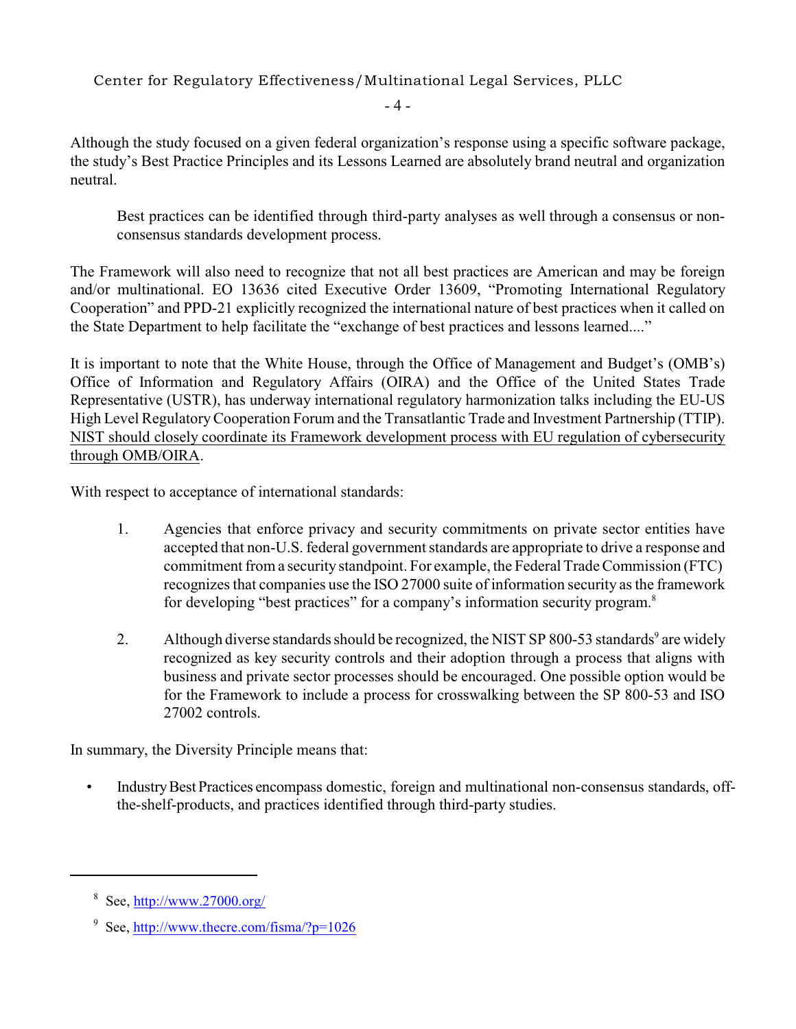Although the study focused on a given federal organization's response using a specific software package, the study's Best Practice Principles and its Lessons Learned are absolutely brand neutral and organization neutral.

> Best practices can be identified through third-party analyses as well through a consensus or non-consensus standards development process.

The Framework will also need to recognize that not all best practices are American and may be foreign and/or multinational. EO 13636 cited Executive Order 13609, "Promoting International Regulatory Cooperation" and PPD-21 explicitly recognized the international nature of best practices when it called on the State Department to help facilitate the "exchange of best practices and lessons learned...."

It is important to note that the White House, through the Office of Management and Budget's (OMB's) Office of Information and Regulatory Affairs (OIRA) and the Office of the United States Trade Representative (USTR), has underway international regulatory harmonization talks including the EU-US High Level Regulatory Cooperation Forum and the Transatlantic Trade and Investment Partnership (TTIP). <u>NIST should closely coordinate its Framework development process with EU regulation of cybersecurity through OMB/OIRA</u>.

With respect to acceptance of international standards:

1. Agencies that enforce privacy and security commitments on private sector entities have accepted that non-U.S. federal government standards are appropriate to drive a response and commitment from a security standpoint. For example, the Federal Trade Commission (FTC) recognizes that companies use the ISO 27000 suite of information security as the framework for developing "best practices" for a company's information security program.[8]

2. Although diverse standards should be recognized, the NIST SP 800-53 standards[9] are widely recognized as key security controls and their adoption through a process that aligns with business and private sector processes should be encouraged. One possible option would be for the Framework to include a process for crosswalking between the SP 800-53 and ISO 27002 controls.

In summary, the Diversity Principle means that:

- Industry Best Practices encompass domestic, foreign and multinational non-consensus standards, off-the-shelf-products, and practices identified through third-party studies.

---

[8] See, http://www.27000.org/

[9] See, http://www.thecre.com/fisma/?p=1026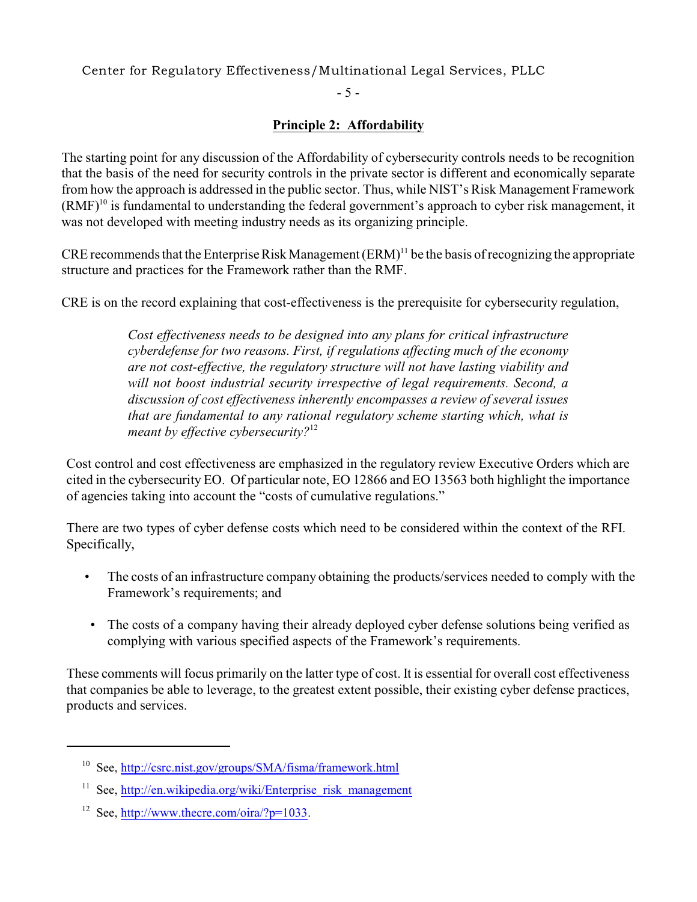## Principle 2: Affordability

The starting point for any discussion of the Affordability of cybersecurity controls needs to be recognition that the basis of the need for security controls in the private sector is different and economically separate from how the approach is addressed in the public sector. Thus, while NIST's Risk Management Framework (RMF)[10] is fundamental to understanding the federal government's approach to cyber risk management, it was not developed with meeting industry needs as its organizing principle.

CRE recommends that the Enterprise Risk Management (ERM)[11] be the basis of recognizing the appropriate structure and practices for the Framework rather than the RMF.

CRE is on the record explaining that cost-effectiveness is the prerequisite for cybersecurity regulation,

> *Cost effectiveness needs to be designed into any plans for critical infrastructure cyberdefense for two reasons. First, if regulations affecting much of the economy are not cost-effective, the regulatory structure will not have lasting viability and will not boost industrial security irrespective of legal requirements. Second, a discussion of cost effectiveness inherently encompasses a review of several issues that are fundamental to any rational regulatory scheme starting which, what is meant by effective cybersecurity?*[12]

Cost control and cost effectiveness are emphasized in the regulatory review Executive Orders which are cited in the cybersecurity EO. Of particular note, EO 12866 and EO 13563 both highlight the importance of agencies taking into account the "costs of cumulative regulations."

There are two types of cyber defense costs which need to be considered within the context of the RFI. Specifically,

- The costs of an infrastructure company obtaining the products/services needed to comply with the Framework's requirements; and
- The costs of a company having their already deployed cyber defense solutions being verified as complying with various specified aspects of the Framework's requirements.

These comments will focus primarily on the latter type of cost. It is essential for overall cost effectiveness that companies be able to leverage, to the greatest extent possible, their existing cyber defense practices, products and services.

---

[10] See, http://csrc.nist.gov/groups/SMA/fisma/framework.html

[11] See, http://en.wikipedia.org/wiki/Enterprise_risk_management

[12] See, http://www.thecre.com/oira/?p=1033.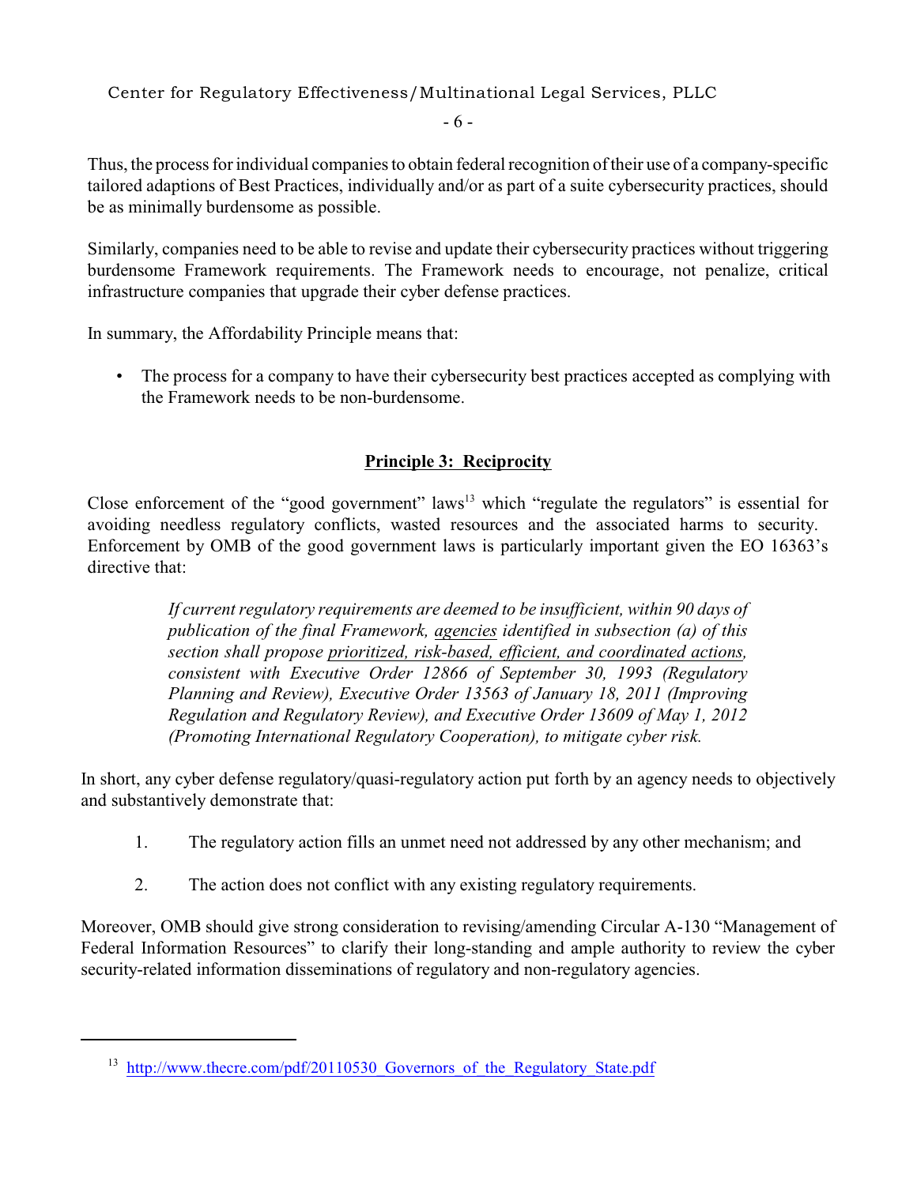Thus, the process for individual companies to obtain federal recognition of their use of a company-specific tailored adaptions of Best Practices, individually and/or as part of a suite cybersecurity practices, should be as minimally burdensome as possible.

Similarly, companies need to be able to revise and update their cybersecurity practices without triggering burdensome Framework requirements. The Framework needs to encourage, not penalize, critical infrastructure companies that upgrade their cyber defense practices.

In summary, the Affordability Principle means that:

- The process for a company to have their cybersecurity best practices accepted as complying with the Framework needs to be non-burdensome.

## Principle 3: Reciprocity

Close enforcement of the "good government" laws[13] which "regulate the regulators" is essential for avoiding needless regulatory conflicts, wasted resources and the associated harms to security. Enforcement by OMB of the good government laws is particularly important given the EO 16363's directive that:

> *If current regulatory requirements are deemed to be insufficient, within 90 days of publication of the final Framework, agencies identified in subsection (a) of this section shall propose prioritized, risk-based, efficient, and coordinated actions, consistent with Executive Order 12866 of September 30, 1993 (Regulatory Planning and Review), Executive Order 13563 of January 18, 2011 (Improving Regulation and Regulatory Review), and Executive Order 13609 of May 1, 2012 (Promoting International Regulatory Cooperation), to mitigate cyber risk.*

In short, any cyber defense regulatory/quasi-regulatory action put forth by an agency needs to objectively and substantively demonstrate that:

1. The regulatory action fills an unmet need not addressed by any other mechanism; and

2. The action does not conflict with any existing regulatory requirements.

Moreover, OMB should give strong consideration to revising/amending Circular A-130 "Management of Federal Information Resources" to clarify their long-standing and ample authority to review the cyber security-related information disseminations of regulatory and non-regulatory agencies.

---

[13] http://www.thecre.com/pdf/20110530_Governors_of_the_Regulatory_State.pdf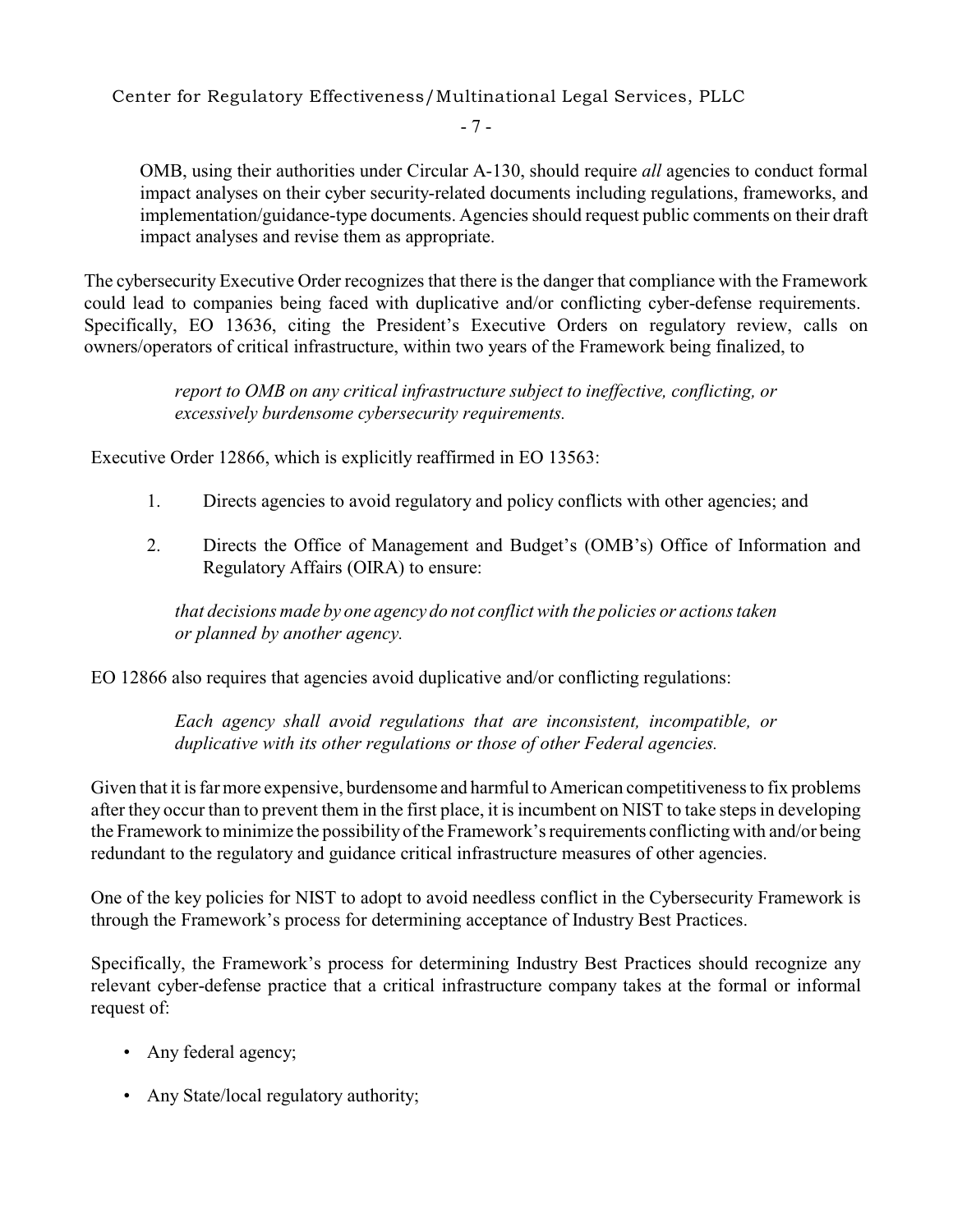OMB, using their authorities under Circular A-130, should require *all* agencies to conduct formal impact analyses on their cyber security-related documents including regulations, frameworks, and implementation/guidance-type documents. Agencies should request public comments on their draft impact analyses and revise them as appropriate.

The cybersecurity Executive Order recognizes that there is the danger that compliance with the Framework could lead to companies being faced with duplicative and/or conflicting cyber-defense requirements. Specifically, EO 13636, citing the President's Executive Orders on regulatory review, calls on owners/operators of critical infrastructure, within two years of the Framework being finalized, to

> *report to OMB on any critical infrastructure subject to ineffective, conflicting, or excessively burdensome cybersecurity requirements.*

Executive Order 12866, which is explicitly reaffirmed in EO 13563:

1. Directs agencies to avoid regulatory and policy conflicts with other agencies; and
2. Directs the Office of Management and Budget's (OMB's) Office of Information and Regulatory Affairs (OIRA) to ensure:

> *that decisions made by one agency do not conflict with the policies or actions taken or planned by another agency.*

EO 12866 also requires that agencies avoid duplicative and/or conflicting regulations:

> *Each agency shall avoid regulations that are inconsistent, incompatible, or duplicative with its other regulations or those of other Federal agencies.*

Given that it is far more expensive, burdensome and harmful to American competitiveness to fix problems after they occur than to prevent them in the first place, it is incumbent on NIST to take steps in developing the Framework to minimize the possibility of the Framework's requirements conflicting with and/or being redundant to the regulatory and guidance critical infrastructure measures of other agencies.

One of the key policies for NIST to adopt to avoid needless conflict in the Cybersecurity Framework is through the Framework's process for determining acceptance of Industry Best Practices.

Specifically, the Framework's process for determining Industry Best Practices should recognize any relevant cyber-defense practice that a critical infrastructure company takes at the formal or informal request of:

- Any federal agency;
- Any State/local regulatory authority;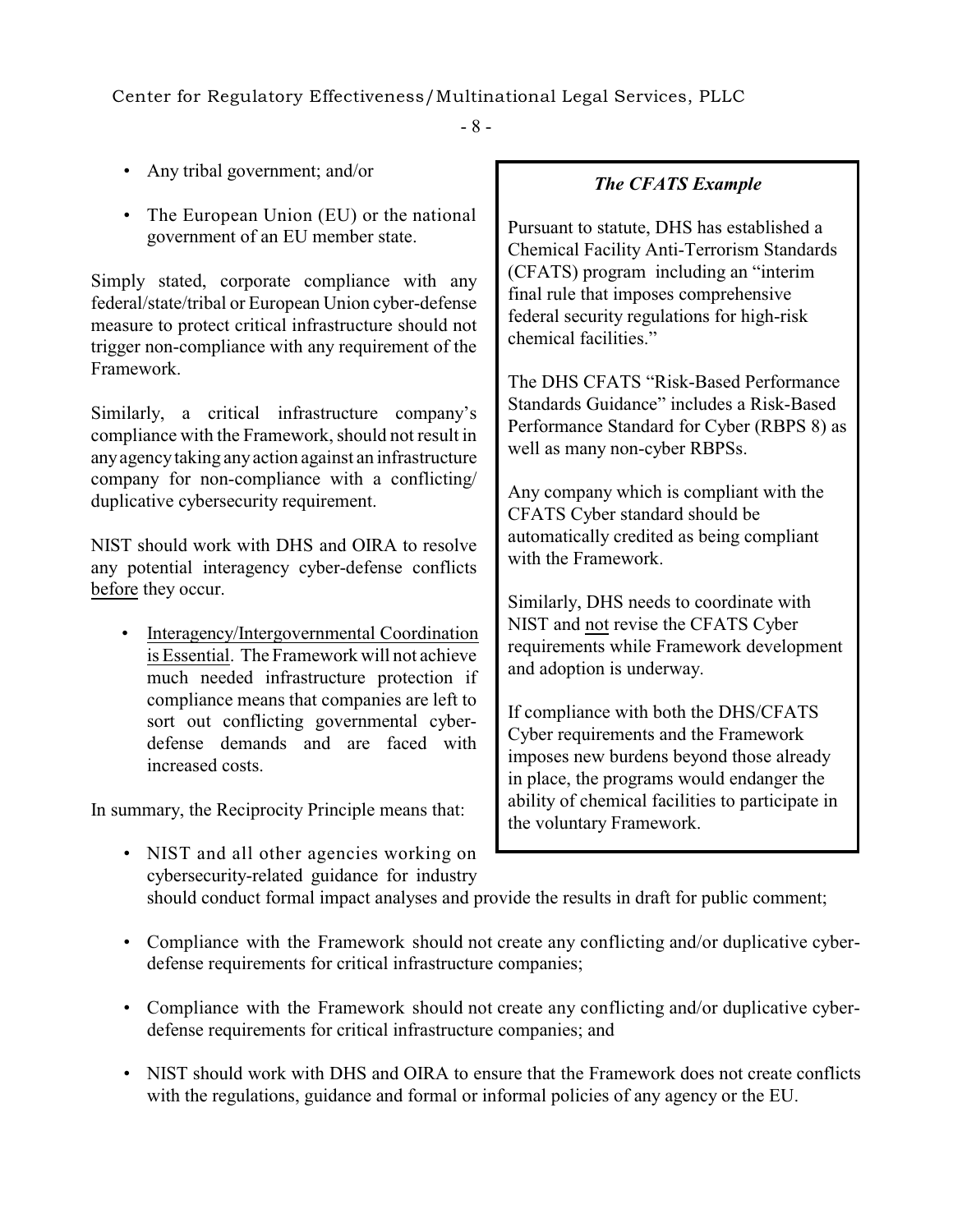- Any tribal government; and/or

- The European Union (EU) or the national government of an EU member state.

Simply stated, corporate compliance with any federal/state/tribal or European Union cyber-defense measure to protect critical infrastructure should not trigger non-compliance with any requirement of the Framework.

Similarly, a critical infrastructure company's compliance with the Framework, should not result in any agency taking any action against an infrastructure company for non-compliance with a conflicting/duplicative cybersecurity requirement.

NIST should work with DHS and OIRA to resolve any potential interagency cyber-defense conflicts before they occur.

- Interagency/Intergovernmental Coordination is Essential. The Framework will not achieve much needed infrastructure protection if compliance means that companies are left to sort out conflicting governmental cyber-defense demands and are faced with increased costs.

> ***The CFATS Example***
>
> Pursuant to statute, DHS has established a Chemical Facility Anti-Terrorism Standards (CFATS) program including an "interim final rule that imposes comprehensive federal security regulations for high-risk chemical facilities."
>
> The DHS CFATS "Risk-Based Performance Standards Guidance" includes a Risk-Based Performance Standard for Cyber (RBPS 8) as well as many non-cyber RBPSs.
>
> Any company which is compliant with the CFATS Cyber standard should be automatically credited as being compliant with the Framework.
>
> Similarly, DHS needs to coordinate with NIST and not revise the CFATS Cyber requirements while Framework development and adoption is underway.
>
> If compliance with both the DHS/CFATS Cyber requirements and the Framework imposes new burdens beyond those already in place, the programs would endanger the ability of chemical facilities to participate in the voluntary Framework.

In summary, the Reciprocity Principle means that:

- NIST and all other agencies working on cybersecurity-related guidance for industry should conduct formal impact analyses and provide the results in draft for public comment;

- Compliance with the Framework should not create any conflicting and/or duplicative cyber-defense requirements for critical infrastructure companies;

- Compliance with the Framework should not create any conflicting and/or duplicative cyber-defense requirements for critical infrastructure companies; and

- NIST should work with DHS and OIRA to ensure that the Framework does not create conflicts with the regulations, guidance and formal or informal policies of any agency or the EU.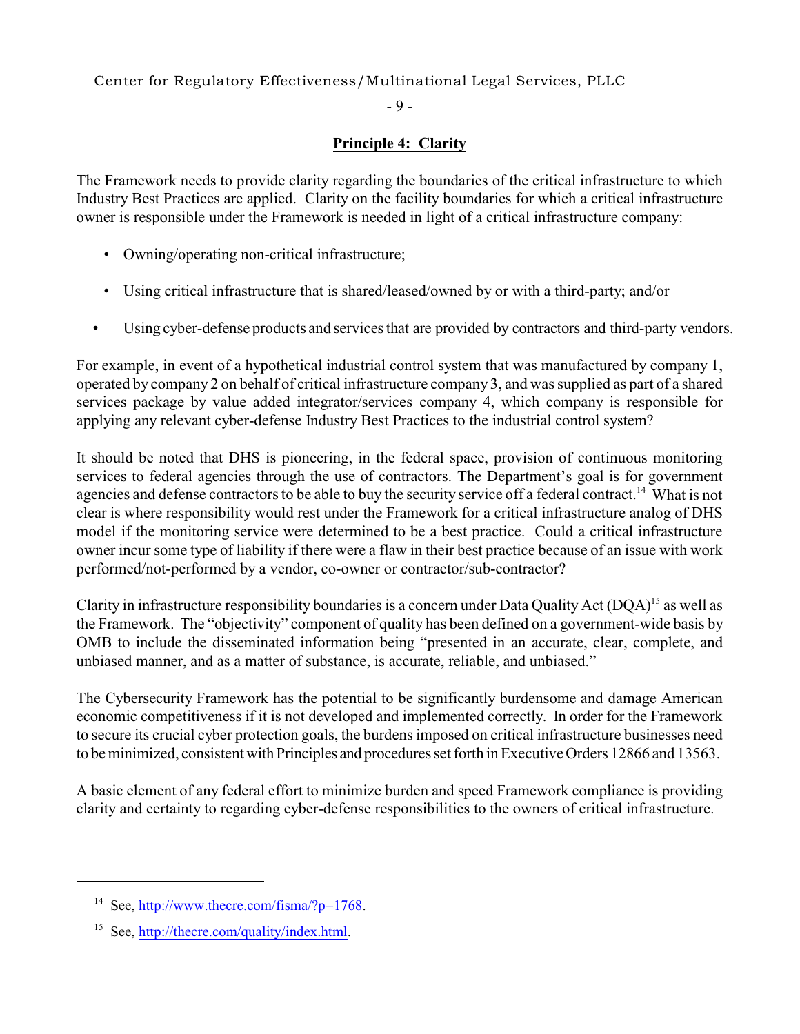## Principle 4: Clarity

The Framework needs to provide clarity regarding the boundaries of the critical infrastructure to which Industry Best Practices are applied. Clarity on the facility boundaries for which a critical infrastructure owner is responsible under the Framework is needed in light of a critical infrastructure company:

- Owning/operating non-critical infrastructure;
- Using critical infrastructure that is shared/leased/owned by or with a third-party; and/or
- Using cyber-defense products and services that are provided by contractors and third-party vendors.

For example, in event of a hypothetical industrial control system that was manufactured by company 1, operated by company 2 on behalf of critical infrastructure company 3, and was supplied as part of a shared services package by value added integrator/services company 4, which company is responsible for applying any relevant cyber-defense Industry Best Practices to the industrial control system?

It should be noted that DHS is pioneering, in the federal space, provision of continuous monitoring services to federal agencies through the use of contractors. The Department's goal is for government agencies and defense contractors to be able to buy the security service off a federal contract.[14] What is not clear is where responsibility would rest under the Framework for a critical infrastructure analog of DHS model if the monitoring service were determined to be a best practice. Could a critical infrastructure owner incur some type of liability if there were a flaw in their best practice because of an issue with work performed/not-performed by a vendor, co-owner or contractor/sub-contractor?

Clarity in infrastructure responsibility boundaries is a concern under Data Quality Act (DQA)[15] as well as the Framework. The "objectivity" component of quality has been defined on a government-wide basis by OMB to include the disseminated information being "presented in an accurate, clear, complete, and unbiased manner, and as a matter of substance, is accurate, reliable, and unbiased."

The Cybersecurity Framework has the potential to be significantly burdensome and damage American economic competitiveness if it is not developed and implemented correctly. In order for the Framework to secure its crucial cyber protection goals, the burdens imposed on critical infrastructure businesses need to be minimized, consistent with Principles and procedures set forth in Executive Orders 12866 and 13563.

A basic element of any federal effort to minimize burden and speed Framework compliance is providing clarity and certainty to regarding cyber-defense responsibilities to the owners of critical infrastructure.

---

[14] See, http://www.thecre.com/fisma/?p=1768.

[15] See, http://thecre.com/quality/index.html.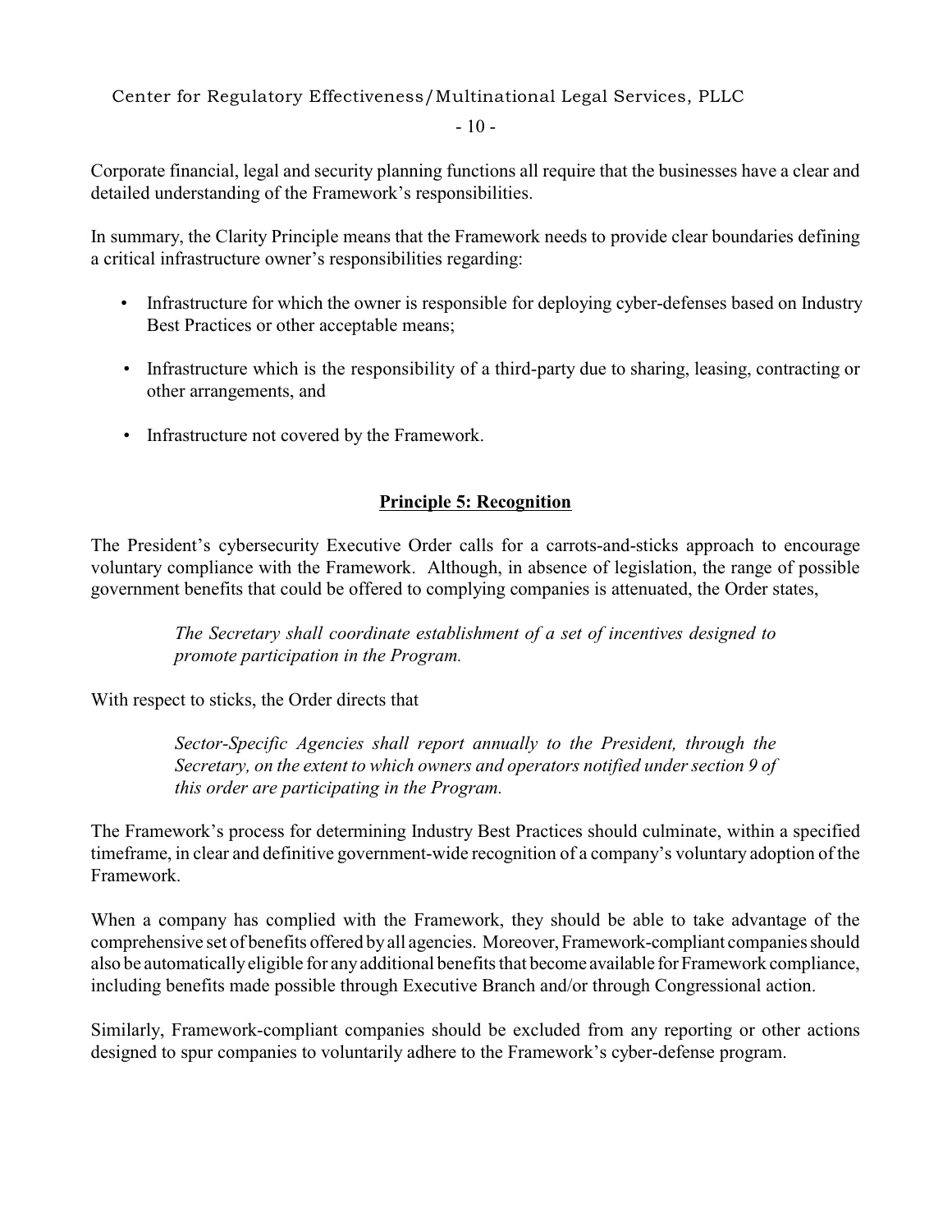Corporate financial, legal and security planning functions all require that the businesses have a clear and detailed understanding of the Framework's responsibilities.

In summary, the Clarity Principle means that the Framework needs to provide clear boundaries defining a critical infrastructure owner's responsibilities regarding:

- Infrastructure for which the owner is responsible for deploying cyber-defenses based on Industry Best Practices or other acceptable means;
- Infrastructure which is the responsibility of a third-party due to sharing, leasing, contracting or other arrangements, and
- Infrastructure not covered by the Framework.

## Principle 5: Recognition

The President's cybersecurity Executive Order calls for a carrots-and-sticks approach to encourage voluntary compliance with the Framework. Although, in absence of legislation, the range of possible government benefits that could be offered to complying companies is attenuated, the Order states,

> *The Secretary shall coordinate establishment of a set of incentives designed to promote participation in the Program.*

With respect to sticks, the Order directs that

> *Sector-Specific Agencies shall report annually to the President, through the Secretary, on the extent to which owners and operators notified under section 9 of this order are participating in the Program.*

The Framework's process for determining Industry Best Practices should culminate, within a specified timeframe, in clear and definitive government-wide recognition of a company's voluntary adoption of the Framework.

When a company has complied with the Framework, they should be able to take advantage of the comprehensive set of benefits offered by all agencies. Moreover, Framework-compliant companies should also be automatically eligible for any additional benefits that become available for Framework compliance, including benefits made possible through Executive Branch and/or through Congressional action.

Similarly, Framework-compliant companies should be excluded from any reporting or other actions designed to spur companies to voluntarily adhere to the Framework's cyber-defense program.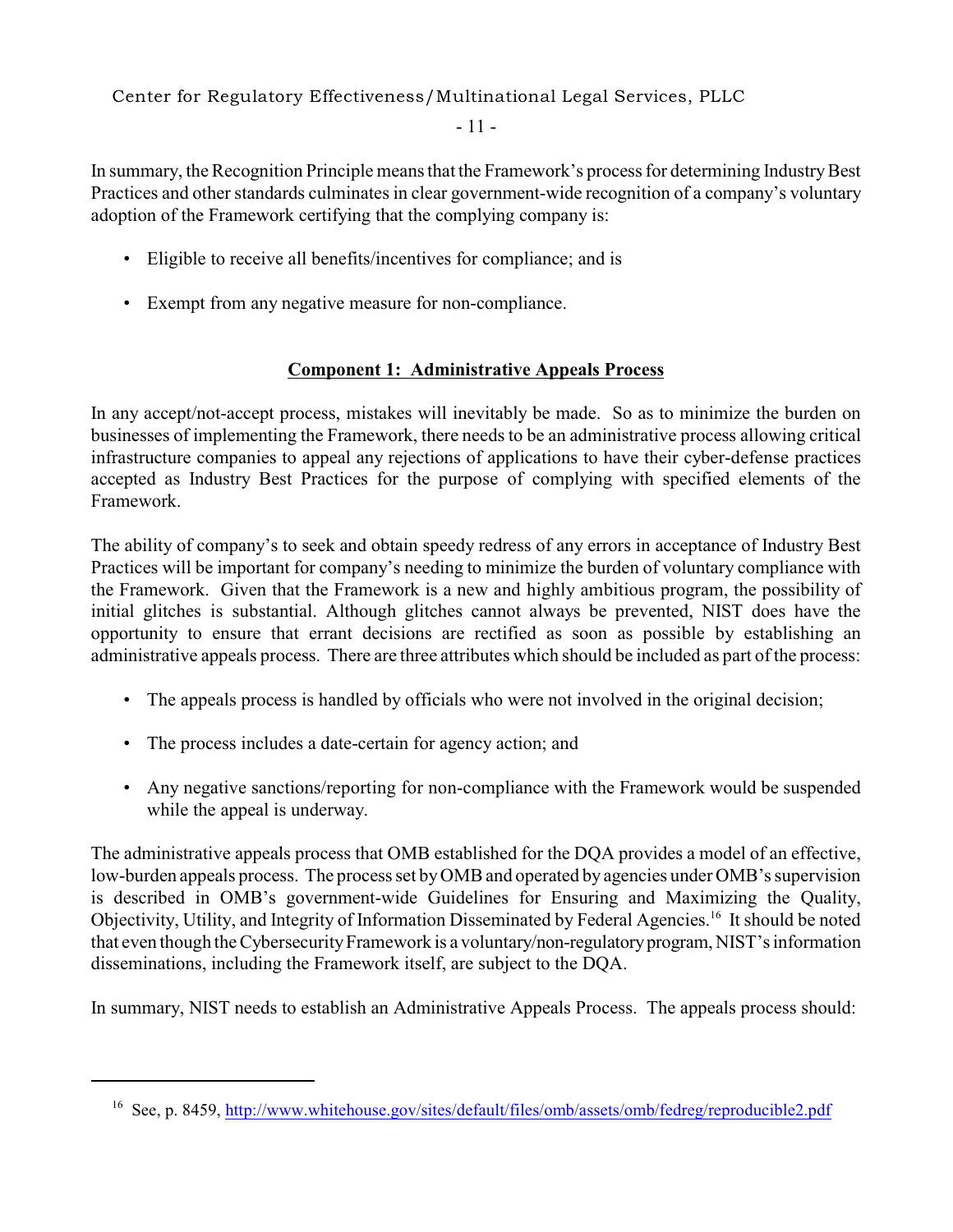In summary, the Recognition Principle means that the Framework's process for determining Industry Best Practices and other standards culminates in clear government-wide recognition of a company's voluntary adoption of the Framework certifying that the complying company is:

- Eligible to receive all benefits/incentives for compliance; and is
- Exempt from any negative measure for non-compliance.

**Component 1: Administrative Appeals Process**

In any accept/not-accept process, mistakes will inevitably be made. So as to minimize the burden on businesses of implementing the Framework, there needs to be an administrative process allowing critical infrastructure companies to appeal any rejections of applications to have their cyber-defense practices accepted as Industry Best Practices for the purpose of complying with specified elements of the Framework.

The ability of company's to seek and obtain speedy redress of any errors in acceptance of Industry Best Practices will be important for company's needing to minimize the burden of voluntary compliance with the Framework. Given that the Framework is a new and highly ambitious program, the possibility of initial glitches is substantial. Although glitches cannot always be prevented, NIST does have the opportunity to ensure that errant decisions are rectified as soon as possible by establishing an administrative appeals process. There are three attributes which should be included as part of the process:

- The appeals process is handled by officials who were not involved in the original decision;
- The process includes a date-certain for agency action; and
- Any negative sanctions/reporting for non-compliance with the Framework would be suspended while the appeal is underway.

The administrative appeals process that OMB established for the DQA provides a model of an effective, low-burden appeals process. The process set by OMB and operated by agencies under OMB's supervision is described in OMB's government-wide Guidelines for Ensuring and Maximizing the Quality, Objectivity, Utility, and Integrity of Information Disseminated by Federal Agencies.[16] It should be noted that even though the Cybersecurity Framework is a voluntary/non-regulatory program, NIST's information disseminations, including the Framework itself, are subject to the DQA.

In summary, NIST needs to establish an Administrative Appeals Process. The appeals process should:

---

[16] See, p. 8459, http://www.whitehouse.gov/sites/default/files/omb/assets/omb/fedreg/reproducible2.pdf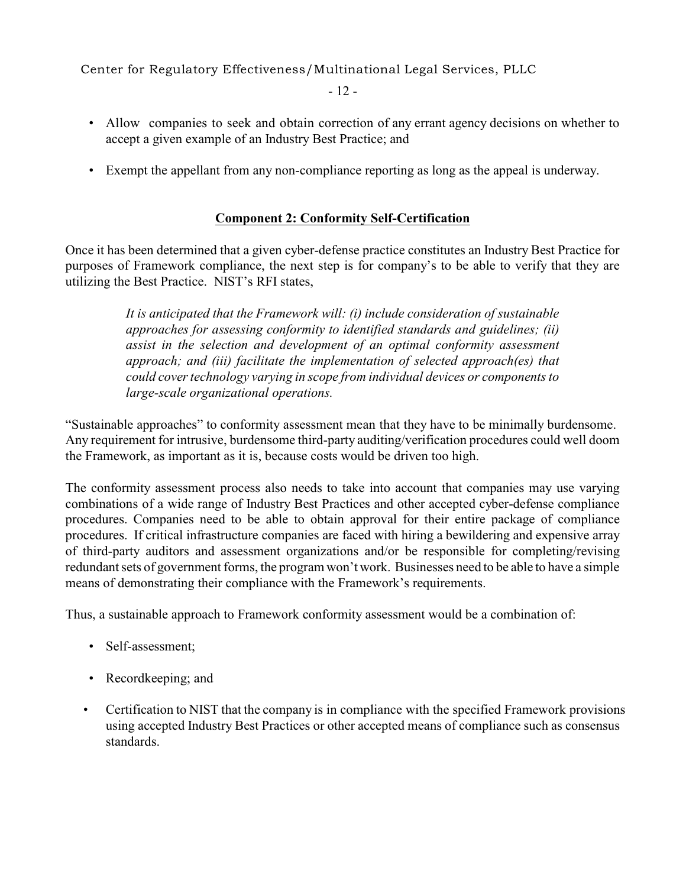- Allow companies to seek and obtain correction of any errant agency decisions on whether to accept a given example of an Industry Best Practice; and
- Exempt the appellant from any non-compliance reporting as long as the appeal is underway.

## Component 2: Conformity Self-Certification

Once it has been determined that a given cyber-defense practice constitutes an Industry Best Practice for purposes of Framework compliance, the next step is for company's to be able to verify that they are utilizing the Best Practice. NIST's RFI states,

> *It is anticipated that the Framework will: (i) include consideration of sustainable approaches for assessing conformity to identified standards and guidelines; (ii) assist in the selection and development of an optimal conformity assessment approach; and (iii) facilitate the implementation of selected approach(es) that could cover technology varying in scope from individual devices or components to large-scale organizational operations.*

"Sustainable approaches" to conformity assessment mean that they have to be minimally burdensome. Any requirement for intrusive, burdensome third-party auditing/verification procedures could well doom the Framework, as important as it is, because costs would be driven too high.

The conformity assessment process also needs to take into account that companies may use varying combinations of a wide range of Industry Best Practices and other accepted cyber-defense compliance procedures. Companies need to be able to obtain approval for their entire package of compliance procedures. If critical infrastructure companies are faced with hiring a bewildering and expensive array of third-party auditors and assessment organizations and/or be responsible for completing/revising redundant sets of government forms, the program won't work. Businesses need to be able to have a simple means of demonstrating their compliance with the Framework's requirements.

Thus, a sustainable approach to Framework conformity assessment would be a combination of:

- Self-assessment;
- Recordkeeping; and
- Certification to NIST that the company is in compliance with the specified Framework provisions using accepted Industry Best Practices or other accepted means of compliance such as consensus standards.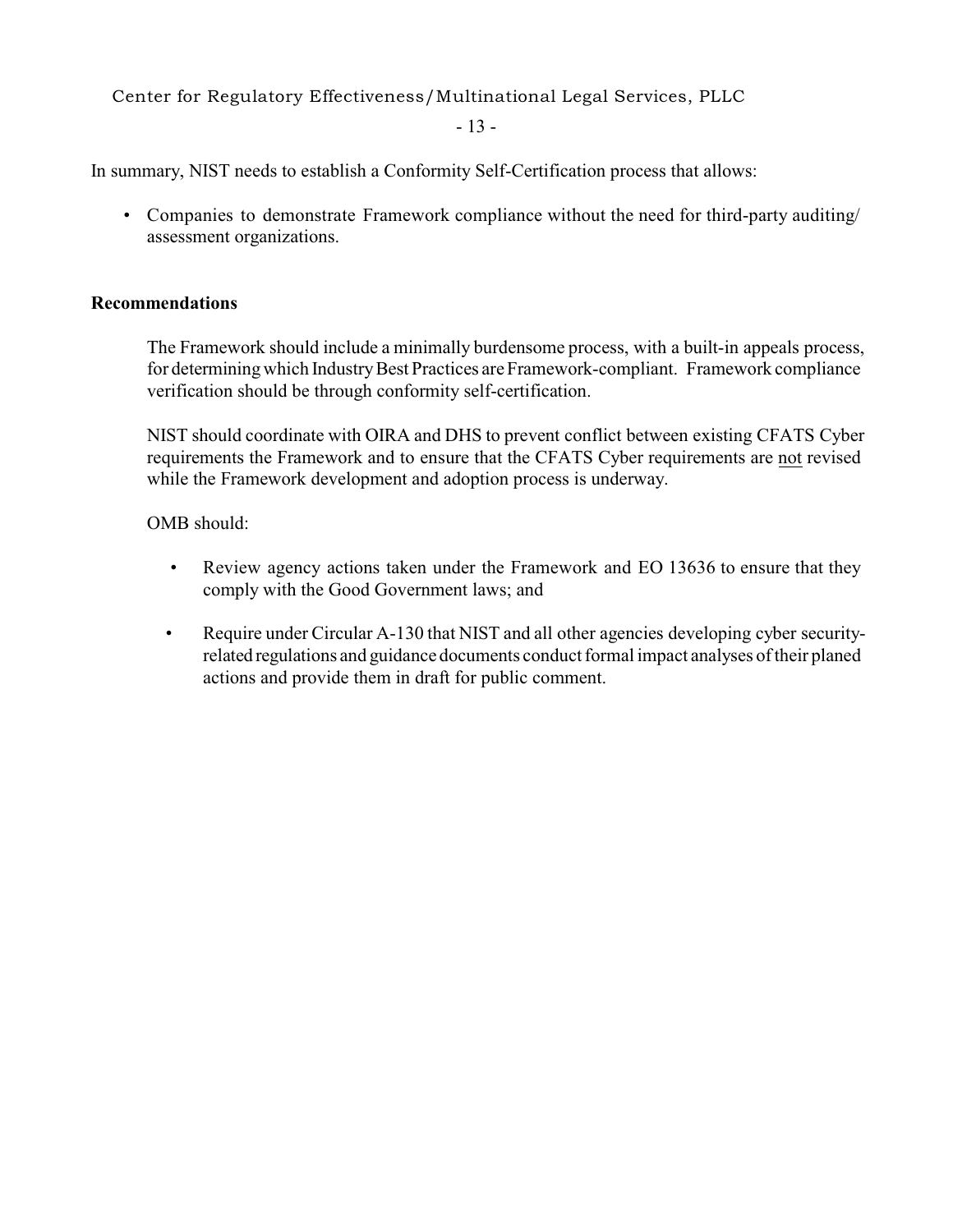In summary, NIST needs to establish a Conformity Self-Certification process that allows:

- Companies to demonstrate Framework compliance without the need for third-party auditing/ assessment organizations.

**Recommendations**

The Framework should include a minimally burdensome process, with a built-in appeals process, for determining which Industry Best Practices are Framework-compliant. Framework compliance verification should be through conformity self-certification.

NIST should coordinate with OIRA and DHS to prevent conflict between existing CFATS Cyber requirements the Framework and to ensure that the CFATS Cyber requirements are not revised while the Framework development and adoption process is underway.

OMB should:

- Review agency actions taken under the Framework and EO 13636 to ensure that they comply with the Good Government laws; and
- Require under Circular A-130 that NIST and all other agencies developing cyber security-related regulations and guidance documents conduct formal impact analyses of their planed actions and provide them in draft for public comment.